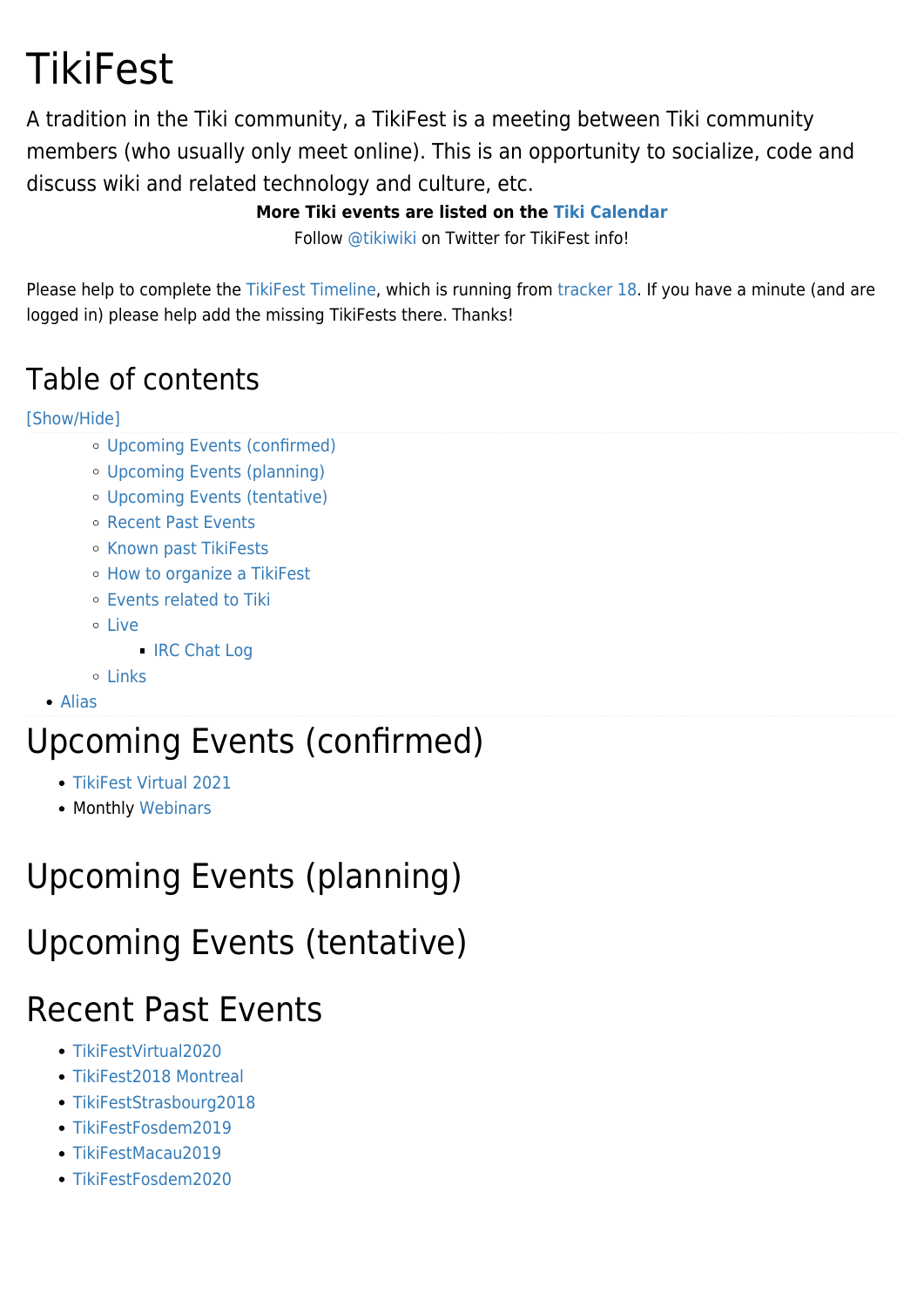# TikiFest

A tradition in the Tiki community, a TikiFest is a meeting between Tiki community members (who usually only meet online). This is an opportunity to socialize, code and discuss wiki and related technology and culture, etc.

**More Tiki events are listed on the Tiki Calendar**

Follow @tikiwiki on Twitter for TikiFest info!

Please help to complete the TikiFest Timeline, which is running from tracker 18. If you have a minute (and are logged in) please help add the missing TikiFests there. Thanks!

## Table of contents

[Show/Hide]

- Upcoming Events (confirmed)
- Upcoming Events (planning)
- Upcoming Events (tentative)
- Recent Past Events
- Known past TikiFests
- How to organize a TikiFest
- Events related to Tiki
- Live
  - IRC Chat Log
- Links
- Alias

# Upcoming Events (confirmed)

- TikiFest Virtual 2021
- Monthly Webinars

# Upcoming Events (planning)

# Upcoming Events (tentative)

# Recent Past Events

- TikiFestVirtual2020
- TikiFest2018 Montreal
- TikiFestStrasbourg2018
- TikiFestFosdem2019
- TikiFestMacau2019
- TikiFestFosdem2020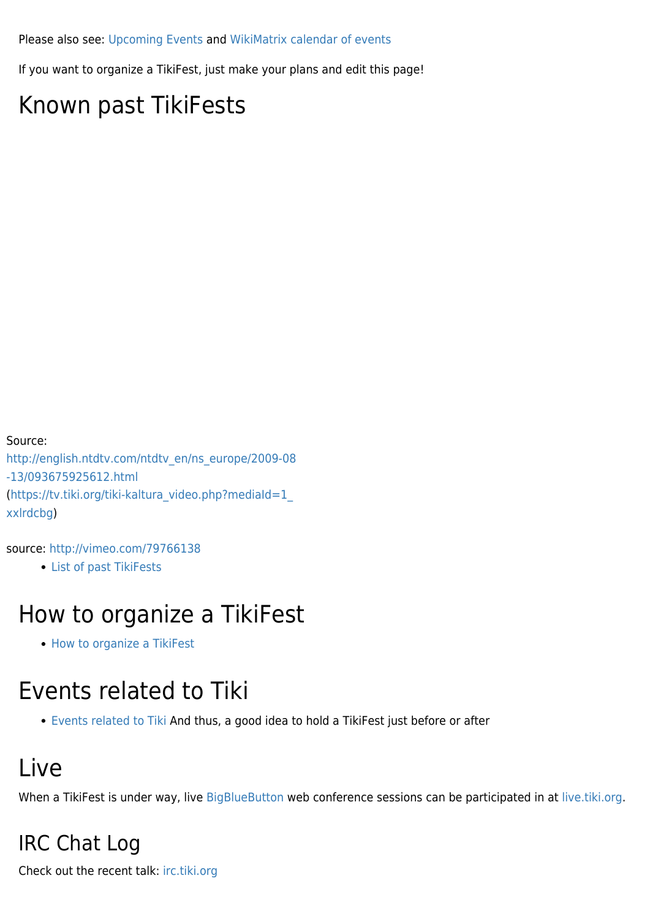Please also see: Upcoming Events and WikiMatrix calendar of events

If you want to organize a TikiFest, just make your plans and edit this page!

# Known past TikiFests

Source: http://english.ntdtv.com/ntdtv_en/ns_europe/2009-08-13/093675925612.html (https://tv.tiki.org/tiki-kaltura_video.php?mediaId=1_xxlrdcbg)

source: http://vimeo.com/79766138

- List of past TikiFests

# How to organize a TikiFest

- How to organize a TikiFest

# Events related to Tiki

- Events related to Tiki And thus, a good idea to hold a TikiFest just before or after

# Live

When a TikiFest is under way, live BigBlueButton web conference sessions can be participated in at live.tiki.org.

## IRC Chat Log

Check out the recent talk: irc.tiki.org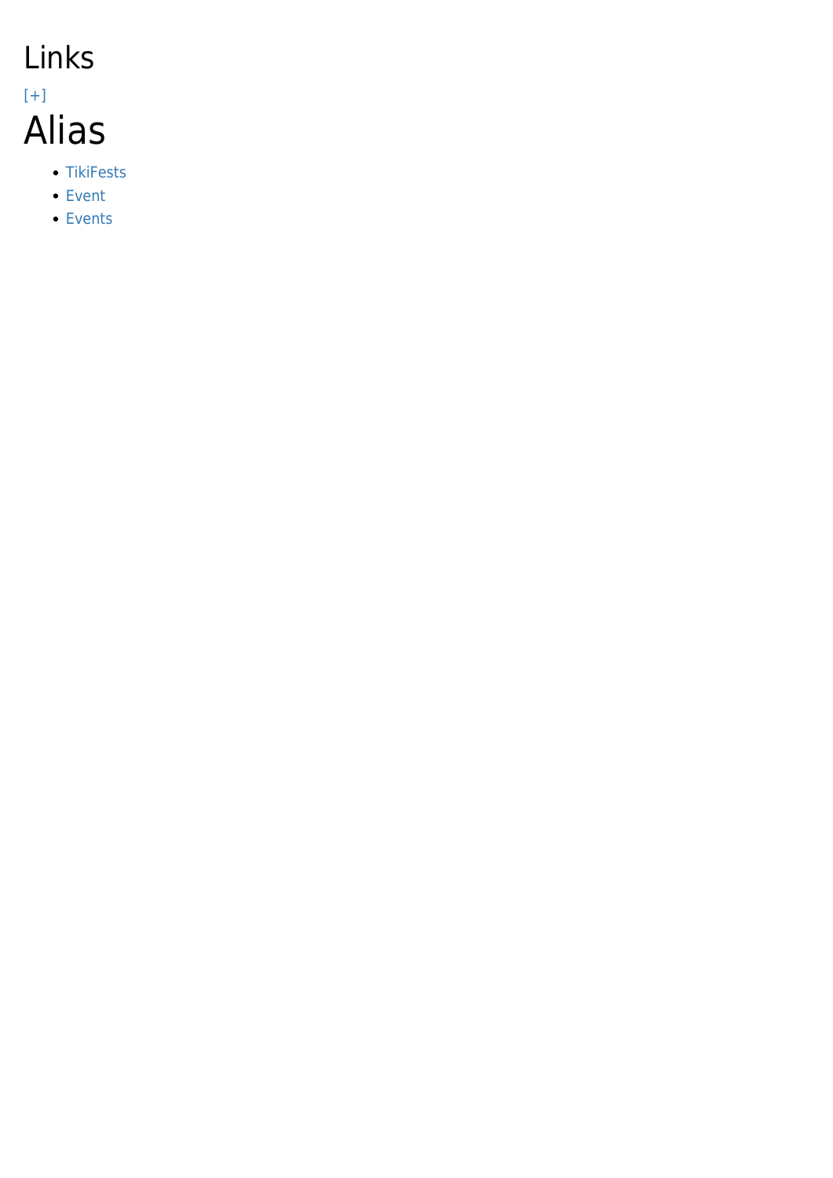## Links

[+]

# Alias

- TikiFests
- Event
- Events